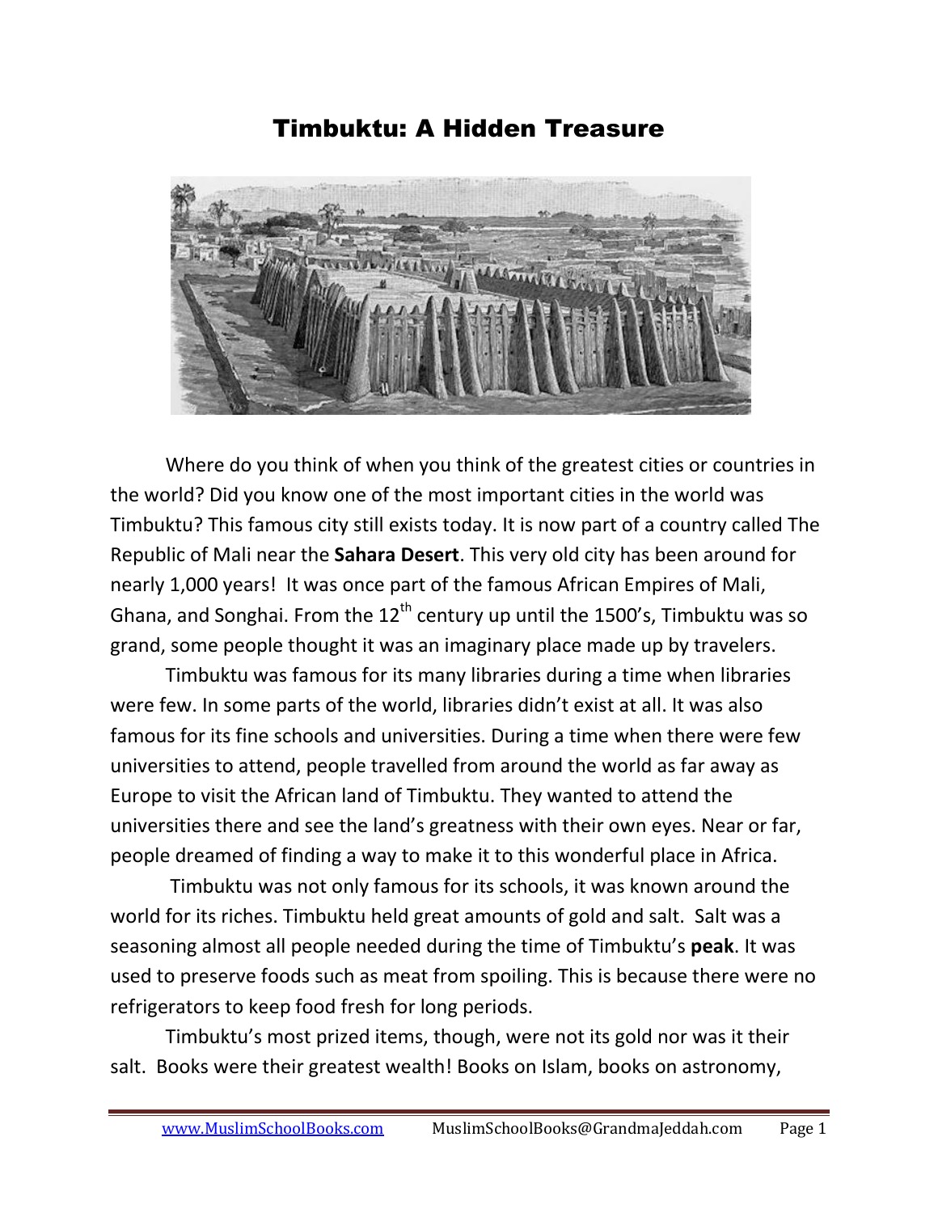# Timbuktu: A Hidden Treasure

Where do you think of when you think of the greatest cities or countries in the world? Did you know one of the most important cities in the world was Timbuktu? This famous city still exists today. It is now part of a country called The Republic of Mali near the **Sahara Desert**. This very old city has been around for nearly 1,000 years! It was once part of the famous African Empires of Mali, Ghana, and Songhai. From the 12th century up until the 1500's, Timbuktu was so grand, some people thought it was an imaginary place made up by travelers.

Timbuktu was famous for its many libraries during a time when libraries were few. In some parts of the world, libraries didn't exist at all. It was also famous for its fine schools and universities. During a time when there were few universities to attend, people travelled from around the world as far away as Europe to visit the African land of Timbuktu. They wanted to attend the universities there and see the land's greatness with their own eyes. Near or far, people dreamed of finding a way to make it to this wonderful place in Africa.

Timbuktu was not only famous for its schools, it was known around the world for its riches. Timbuktu held great amounts of gold and salt. Salt was a seasoning almost all people needed during the time of Timbuktu's **peak**. It was used to preserve foods such as meat from spoiling. This is because there were no refrigerators to keep food fresh for long periods.

Timbuktu's most prized items, though, were not its gold nor was it their salt. Books were their greatest wealth! Books on Islam, books on astronomy,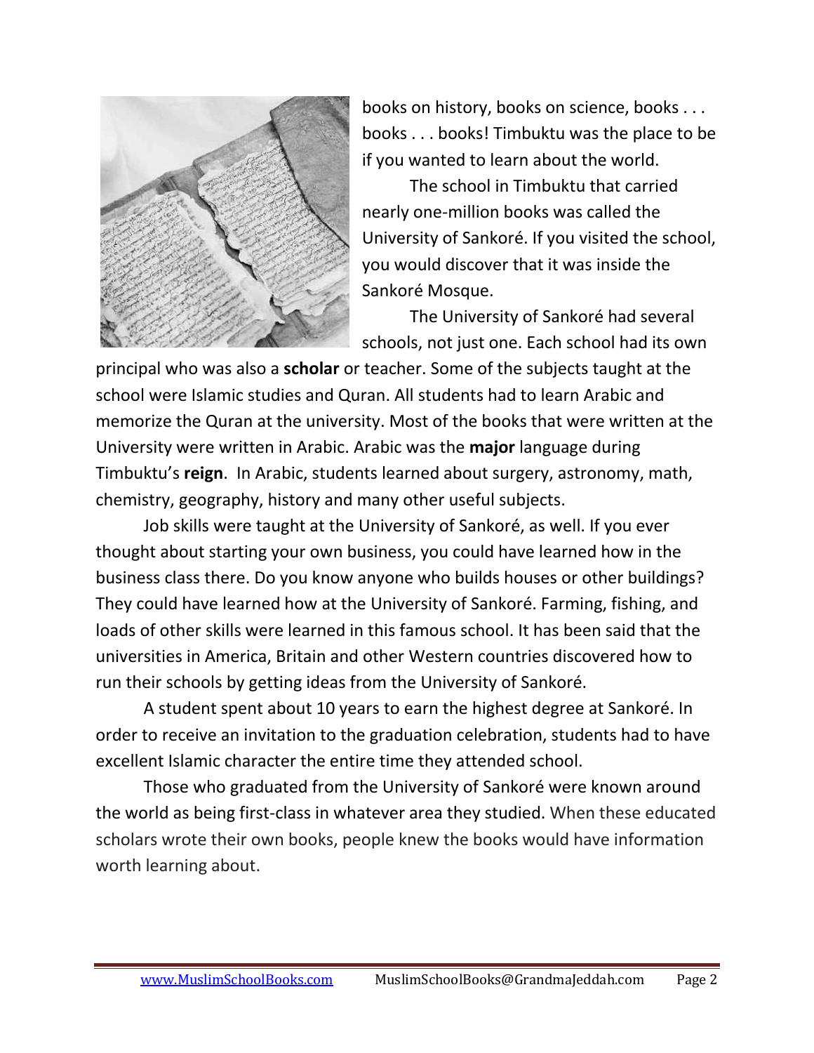books on history, books on science, books . . . books . . . books! Timbuktu was the place to be if you wanted to learn about the world.

The school in Timbuktu that carried nearly one-million books was called the University of Sankoré. If you visited the school, you would discover that it was inside the Sankoré Mosque.

The University of Sankoré had several schools, not just one. Each school had its own principal who was also a **scholar** or teacher. Some of the subjects taught at the school were Islamic studies and Quran. All students had to learn Arabic and memorize the Quran at the university. Most of the books that were written at the University were written in Arabic. Arabic was the **major** language during Timbuktu's **reign**. In Arabic, students learned about surgery, astronomy, math, chemistry, geography, history and many other useful subjects.

Job skills were taught at the University of Sankoré, as well. If you ever thought about starting your own business, you could have learned how in the business class there. Do you know anyone who builds houses or other buildings? They could have learned how at the University of Sankoré. Farming, fishing, and loads of other skills were learned in this famous school. It has been said that the universities in America, Britain and other Western countries discovered how to run their schools by getting ideas from the University of Sankoré.

A student spent about 10 years to earn the highest degree at Sankoré. In order to receive an invitation to the graduation celebration, students had to have excellent Islamic character the entire time they attended school.

Those who graduated from the University of Sankoré were known around the world as being first-class in whatever area they studied. When these educated scholars wrote their own books, people knew the books would have information worth learning about.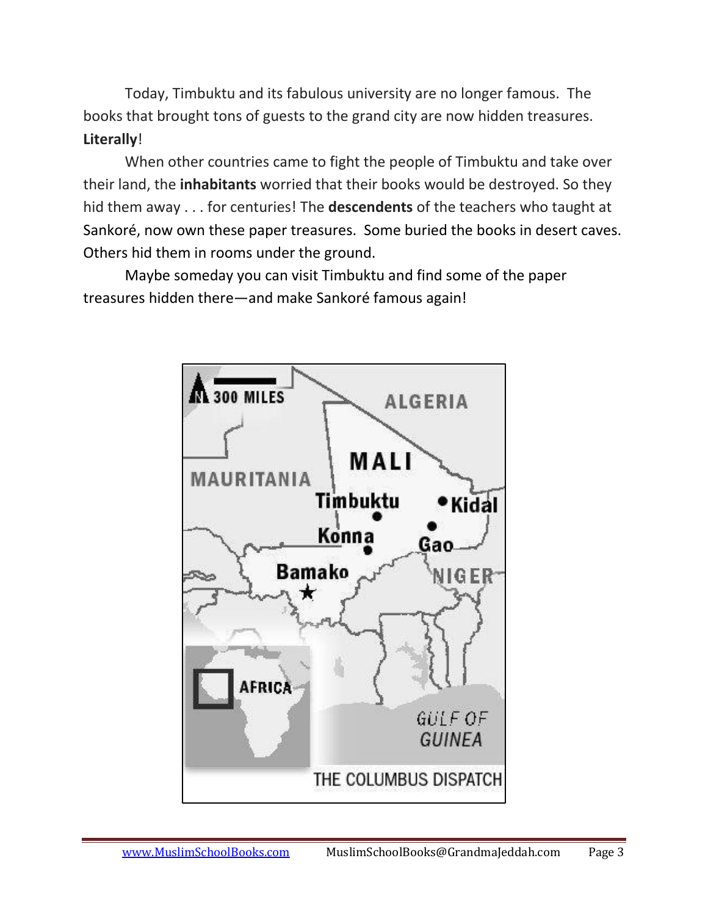Today, Timbuktu and its fabulous university are no longer famous. The books that brought tons of guests to the grand city are now hidden treasures. **Literally**!

When other countries came to fight the people of Timbuktu and take over their land, the **inhabitants** worried that their books would be destroyed. So they hid them away . . . for centuries! The **descendents** of the teachers who taught at Sankoré, now own these paper treasures. Some buried the books in desert caves. Others hid them in rooms under the ground.

Maybe someday you can visit Timbuktu and find some of the paper treasures hidden there—and make Sankoré famous again!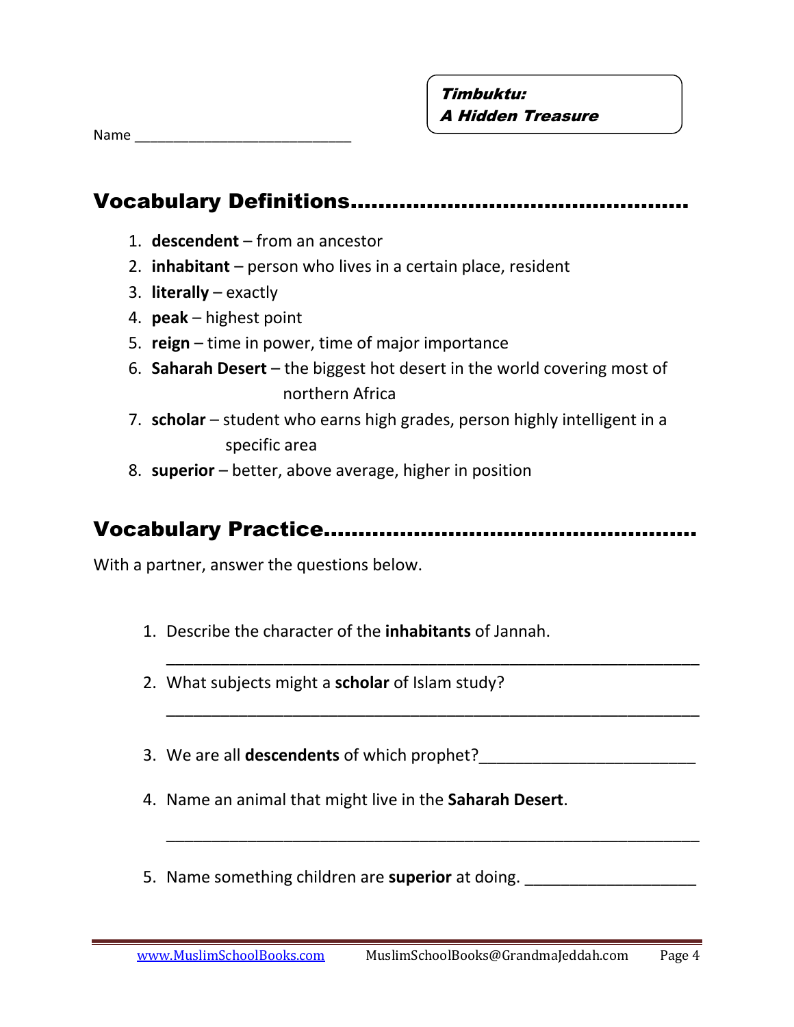**Timbuktu:**
***A Hidden Treasure***

Name ___________________________

## Vocabulary Definitions……………………………………………

1. **descendent** – from an ancestor
2. **inhabitant** – person who lives in a certain place, resident
3. **literally** – exactly
4. **peak** – highest point
5. **reign** – time in power, time of major importance
6. **Saharah Desert** – the biggest hot desert in the world covering most of northern Africa
7. **scholar** – student who earns high grades, person highly intelligent in a specific area
8. **superior** – better, above average, higher in position

## Vocabulary Practice……………………………………………….

With a partner, answer the questions below.

1. Describe the character of the **inhabitants** of Jannah.

   ____________________________________________________________

2. What subjects might a **scholar** of Islam study?

   ____________________________________________________________

3. We are all **descendents** of which prophet?________________________

4. Name an animal that might live in the **Saharah Desert**.

   ____________________________________________________________

5. Name something children are **superior** at doing. ___________________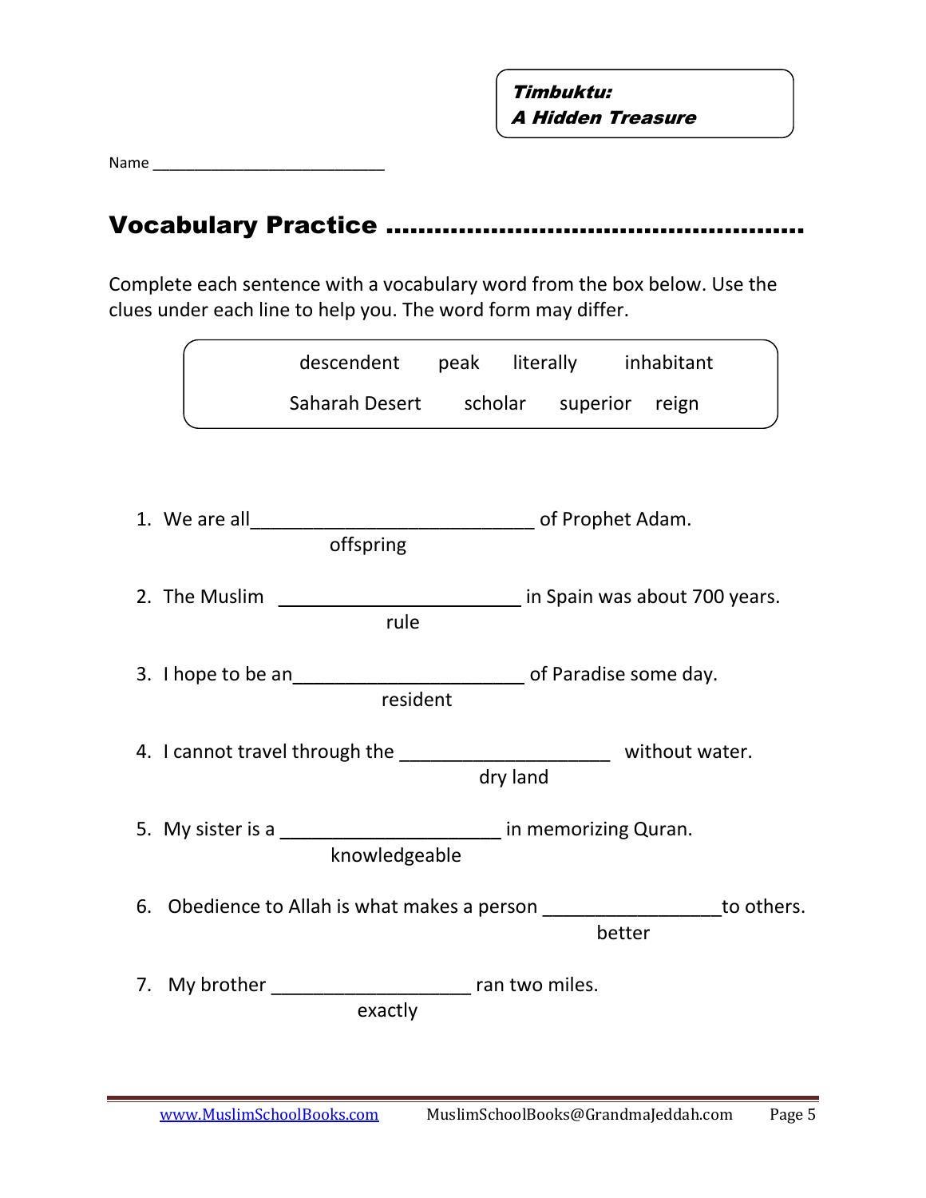**Timbuktu:**
***A Hidden Treasure***

Name ____________________________

## Vocabulary Practice ..............................................

Complete each sentence with a vocabulary word from the box below. Use the clues under each line to help you. The word form may differ.

| | | | |
|---|---|---|---|
| descendent | peak | literally | inhabitant |
| Saharah Desert | scholar | superior | reign |

1. We are all____________________________ of Prophet Adam.
   offspring

2. The Muslim ________________________ in Spain was about 700 years.
   rule

3. I hope to be an______________________ of Paradise some day.
   resident

4. I cannot travel through the ____________________ without water.
   dry land

5. My sister is a _____________________ in memorizing Quran.
   knowledgeable

6. Obedience to Allah is what makes a person _________________to others.
   better

7. My brother ___________________ ran two miles.
   exactly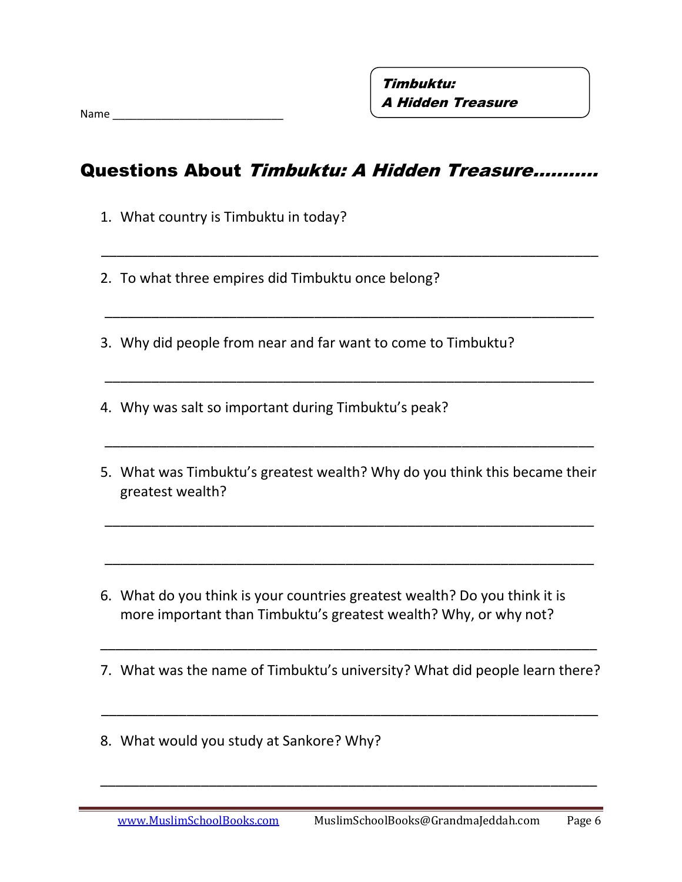Name ___________________________

*Timbuktu:*
***A Hidden Treasure***

## Questions About *Timbuktu: A Hidden Treasure……….*

1. What country is Timbuktu in today?

_______________________________________________________________

2. To what three empires did Timbuktu once belong?

_______________________________________________________________

3. Why did people from near and far want to come to Timbuktu?

_______________________________________________________________

4. Why was salt so important during Timbuktu's peak?

_______________________________________________________________

5. What was Timbuktu's greatest wealth? Why do you think this became their greatest wealth?

_______________________________________________________________

_______________________________________________________________

6. What do you think is your countries greatest wealth? Do you think it is more important than Timbuktu's greatest wealth? Why, or why not?

_______________________________________________________________

7. What was the name of Timbuktu's university? What did people learn there?

_______________________________________________________________

8. What would you study at Sankore? Why?

_______________________________________________________________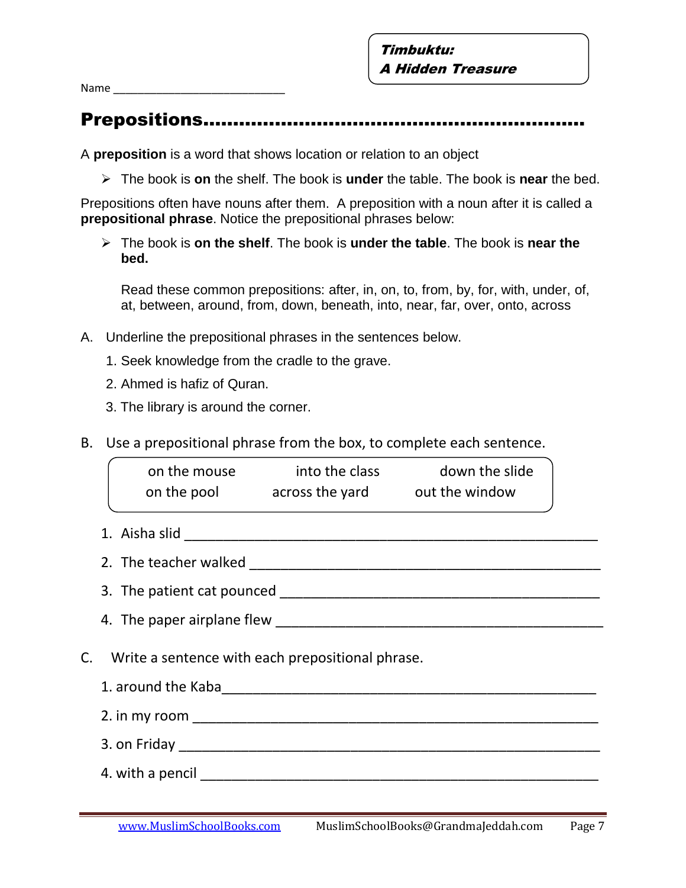**_Timbuktu:_**
**_A Hidden Treasure_**

Name ___________________________

## Prepositions………………………………………………………

A **preposition** is a word that shows location or relation to an object

- The book is **on** the shelf. The book is **under** the table. The book is **near** the bed.

Prepositions often have nouns after them. A preposition with a noun after it is called a **prepositional phrase**. Notice the prepositional phrases below:

- The book is **on the shelf**. The book is **under the table**. The book is **near the bed.**

  Read these common prepositions: after, in, on, to, from, by, for, with, under, of, at, between, around, from, down, beneath, into, near, far, over, onto, across

A. Underline the prepositional phrases in the sentences below.

1. Seek knowledge from the cradle to the grave.
2. Ahmed is hafiz of Quran.
3. The library is around the corner.

B. Use a prepositional phrase from the box, to complete each sentence.

| | | |
|---|---|---|
| on the mouse | into the class | down the slide |
| on the pool | across the yard | out the window |

1. Aisha slid ______________________________________________________
2. The teacher walked _______________________________________________
3. The patient cat pounced ____________________________________________
4. The paper airplane flew ____________________________________________

C. Write a sentence with each prepositional phrase.

1. around the Kaba________________________________________________
2. in my room ____________________________________________________
3. on Friday ______________________________________________________
4. with a pencil ___________________________________________________

[www.MuslimSchoolBooks.com](http://www.MuslimSchoolBooks.com) MuslimSchoolBooks@GrandmaJeddah.com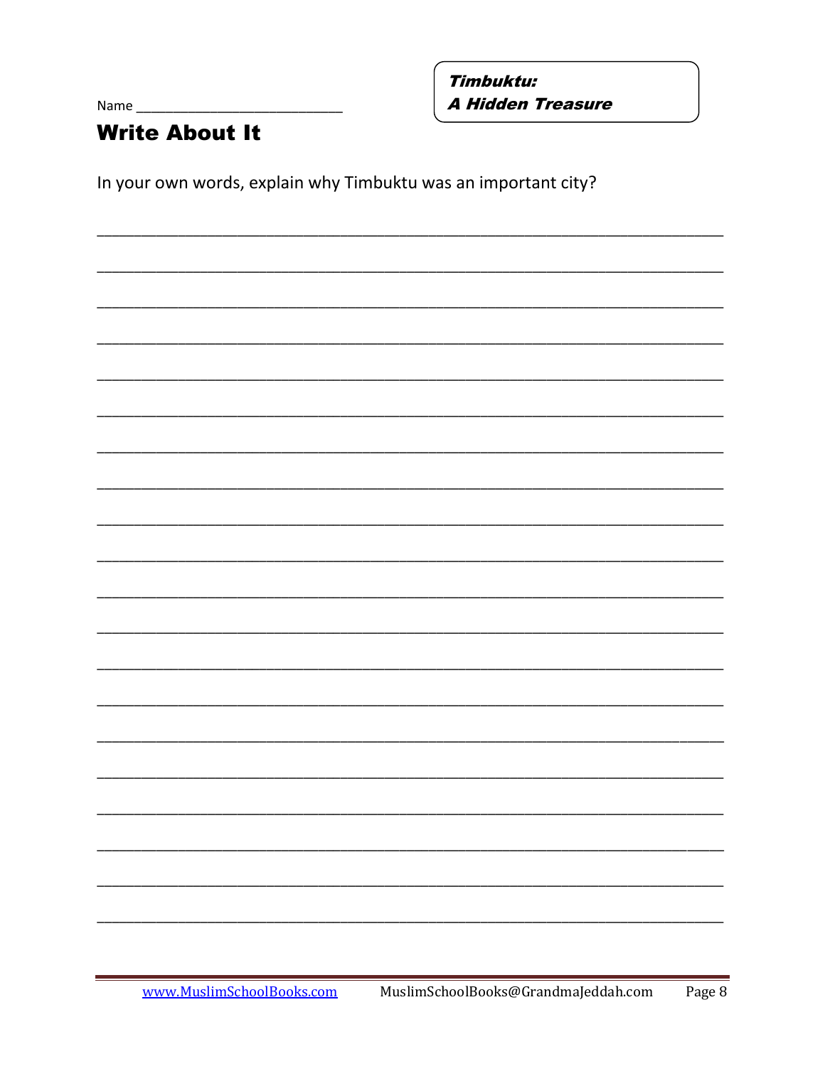Name ____________________________

**Timbuktu:**
**A Hidden Treasure**

## Write About It

In your own words, explain why Timbuktu was an important city?

___________________________________________________________________________

___________________________________________________________________________

___________________________________________________________________________

___________________________________________________________________________

___________________________________________________________________________

___________________________________________________________________________

___________________________________________________________________________

___________________________________________________________________________

___________________________________________________________________________

___________________________________________________________________________

___________________________________________________________________________

___________________________________________________________________________

___________________________________________________________________________

___________________________________________________________________________

___________________________________________________________________________

___________________________________________________________________________

___________________________________________________________________________

___________________________________________________________________________

___________________________________________________________________________

___________________________________________________________________________